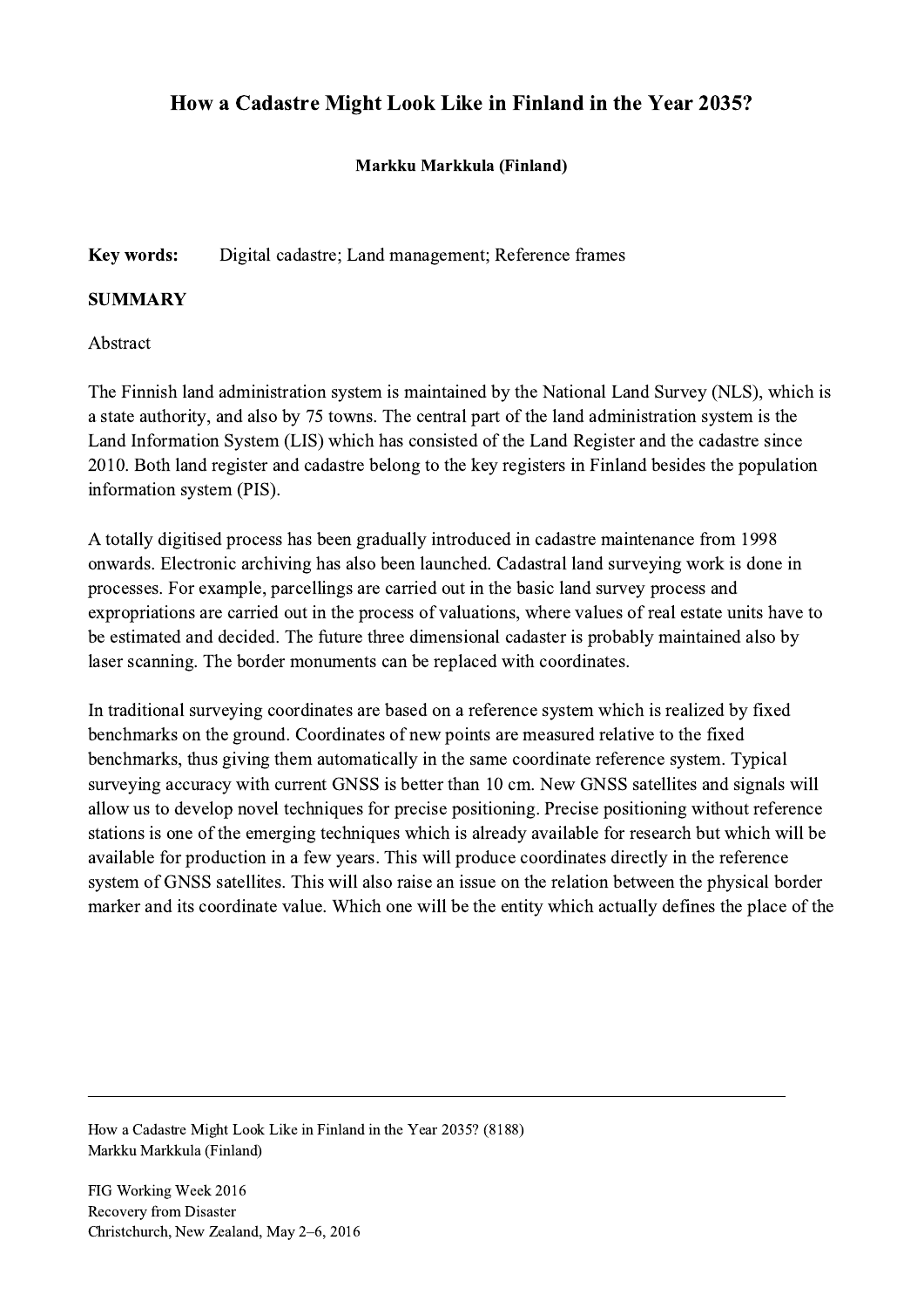# How a Cadastre Might Look Like in Finland in the Year 2035?

**Markku Markkula (Finland)**

**Key words:** Digital cadastre; Land management; Reference frames

**SUMMARY**

Abstract

The Finnish land administration system is maintained by the National Land Survey (NLS), which is a state authority, and also by 75 towns. The central part of the land administration system is the Land Information System (LIS) which has consisted of the Land Register and the cadastre since 2010. Both land register and cadastre belong to the key registers in Finland besides the population information system (PIS).

A totally digitised process has been gradually introduced in cadastre maintenance from 1998 onwards. Electronic archiving has also been launched. Cadastral land surveying work is done in processes. For example, parcellings are carried out in the basic land survey process and expropriations are carried out in the process of valuations, where values of real estate units have to be estimated and decided. The future three dimensional cadaster is probably maintained also by laser scanning. The border monuments can be replaced with coordinates.

In traditional surveying coordinates are based on a reference system which is realized by fixed benchmarks on the ground. Coordinates of new points are measured relative to the fixed benchmarks, thus giving them automatically in the same coordinate reference system. Typical surveying accuracy with current GNSS is better than 10 cm. New GNSS satellites and signals will allow us to develop novel techniques for precise positioning. Precise positioning without reference stations is one of the emerging techniques which is already available for research but which will be available for production in a few years. This will produce coordinates directly in the reference system of GNSS satellites. This will also raise an issue on the relation between the physical border marker and its coordinate value. Which one will be the entity which actually defines the place of the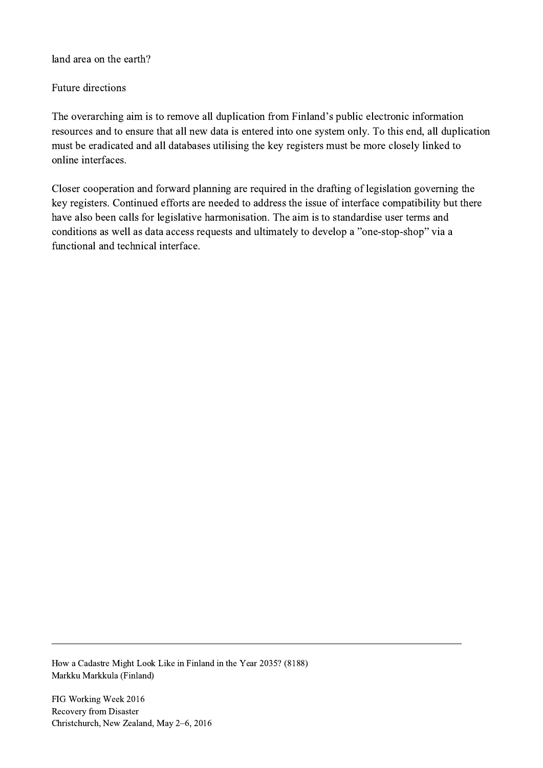land area on the earth?

## Future directions

The overarching aim is to remove all duplication from Finland's public electronic information resources and to ensure that all new data is entered into one system only. To this end, all duplication must be eradicated and all databases utilising the key registers must be more closely linked to online interfaces.

Closer cooperation and forward planning are required in the drafting of legislation governing the key registers. Continued efforts are needed to address the issue of interface compatibility but there have also been calls for legislative harmonisation. The aim is to standardise user terms and conditions as well as data access requests and ultimately to develop a "one-stop-shop" via a functional and technical interface.